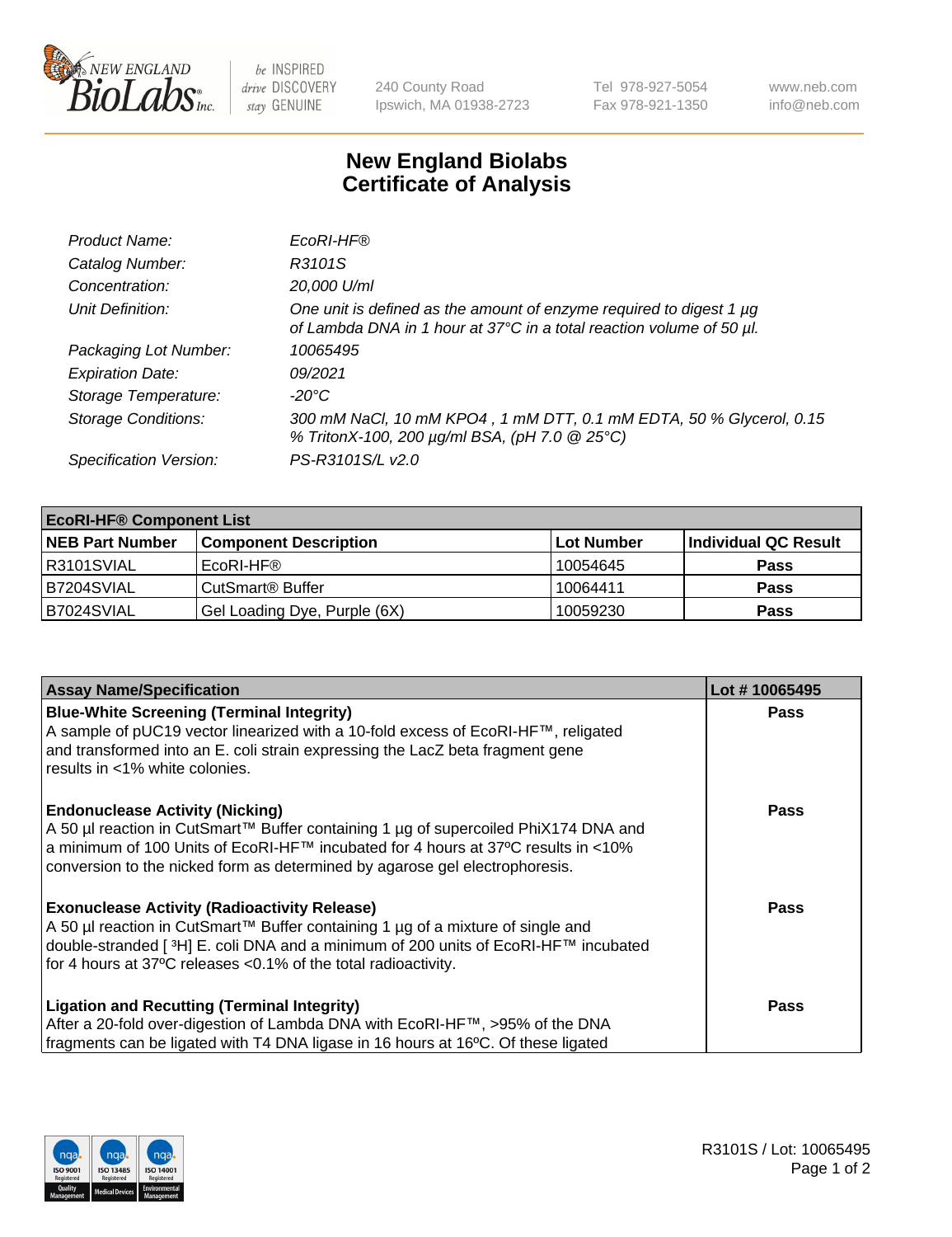# New England Biolabs Certificate of Analysis

| | |
|---|---|
| *Product Name:* | *EcoRI-HF®* |
| *Catalog Number:* | *R3101S* |
| *Concentration:* | *20,000 U/ml* |
| *Unit Definition:* | *One unit is defined as the amount of enzyme required to digest 1 µg of Lambda DNA in 1 hour at 37°C in a total reaction volume of 50 µl.* |
| *Packaging Lot Number:* | *10065495* |
| *Expiration Date:* | *09/2021* |
| *Storage Temperature:* | *-20°C* |
| *Storage Conditions:* | *300 mM NaCl, 10 mM KPO4 , 1 mM DTT, 0.1 mM EDTA, 50 % Glycerol, 0.15 % TritonX-100, 200 µg/ml BSA, (pH 7.0 @ 25°C)* |
| *Specification Version:* | *PS-R3101S/L v2.0* |

| **EcoRI-HF® Component List** | | | |
|---|---|---|---|
| **NEB Part Number** | **Component Description** | **Lot Number** | **Individual QC Result** |
| R3101SVIAL | EcoRI-HF® | 10054645 | **Pass** |
| B7204SVIAL | CutSmart® Buffer | 10064411 | **Pass** |
| B7024SVIAL | Gel Loading Dye, Purple (6X) | 10059230 | **Pass** |

| **Assay Name/Specification** | **Lot # 10065495** |
|---|---|
| **Blue-White Screening (Terminal Integrity)** A sample of pUC19 vector linearized with a 10-fold excess of EcoRI-HF™, religated and transformed into an E. coli strain expressing the LacZ beta fragment gene results in <1% white colonies. | **Pass** |
| **Endonuclease Activity (Nicking)** A 50 µl reaction in CutSmart™ Buffer containing 1 µg of supercoiled PhiX174 DNA and a minimum of 100 Units of EcoRI-HF™ incubated for 4 hours at 37ºC results in <10% conversion to the nicked form as determined by agarose gel electrophoresis. | **Pass** |
| **Exonuclease Activity (Radioactivity Release)** A 50 µl reaction in CutSmart™ Buffer containing 1 µg of a mixture of single and double-stranded [ $^{3}$H] E. coli DNA and a minimum of 200 units of EcoRI-HF™ incubated for 4 hours at 37ºC releases <0.1% of the total radioactivity. | **Pass** |
| **Ligation and Recutting (Terminal Integrity)** After a 20-fold over-digestion of Lambda DNA with EcoRI-HF™, >95% of the DNA fragments can be ligated with T4 DNA ligase in 16 hours at 16ºC. Of these ligated | **Pass** |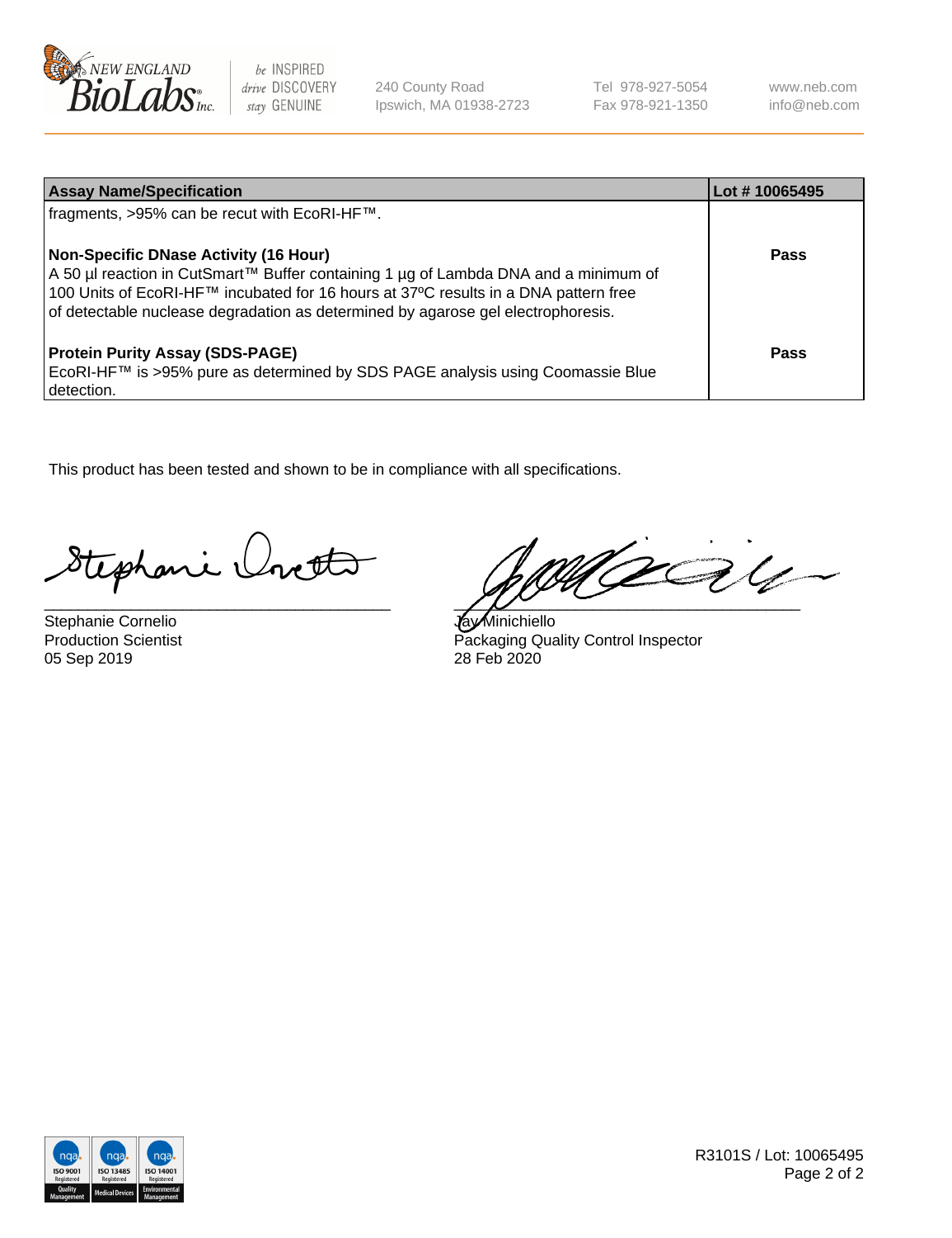| Assay Name/Specification | Lot # 10065495 |
| --- | --- |
| fragments, >95% can be recut with EcoRI-HF™. | |
| **Non-Specific DNase Activity (16 Hour)** A 50 µl reaction in CutSmart™ Buffer containing 1 µg of Lambda DNA and a minimum of 100 Units of EcoRI-HF™ incubated for 16 hours at 37ºC results in a DNA pattern free of detectable nuclease degradation as determined by agarose gel electrophoresis. | **Pass** |
| **Protein Purity Assay (SDS-PAGE)** EcoRI-HF™ is >95% pure as determined by SDS PAGE analysis using Coomassie Blue detection. | **Pass** |

This product has been tested and shown to be in compliance with all specifications.

Stephanie Cornelio
Production Scientist
05 Sep 2019

Jay Minichiello
Packaging Quality Control Inspector
28 Feb 2020

R3101S / Lot: 10065495